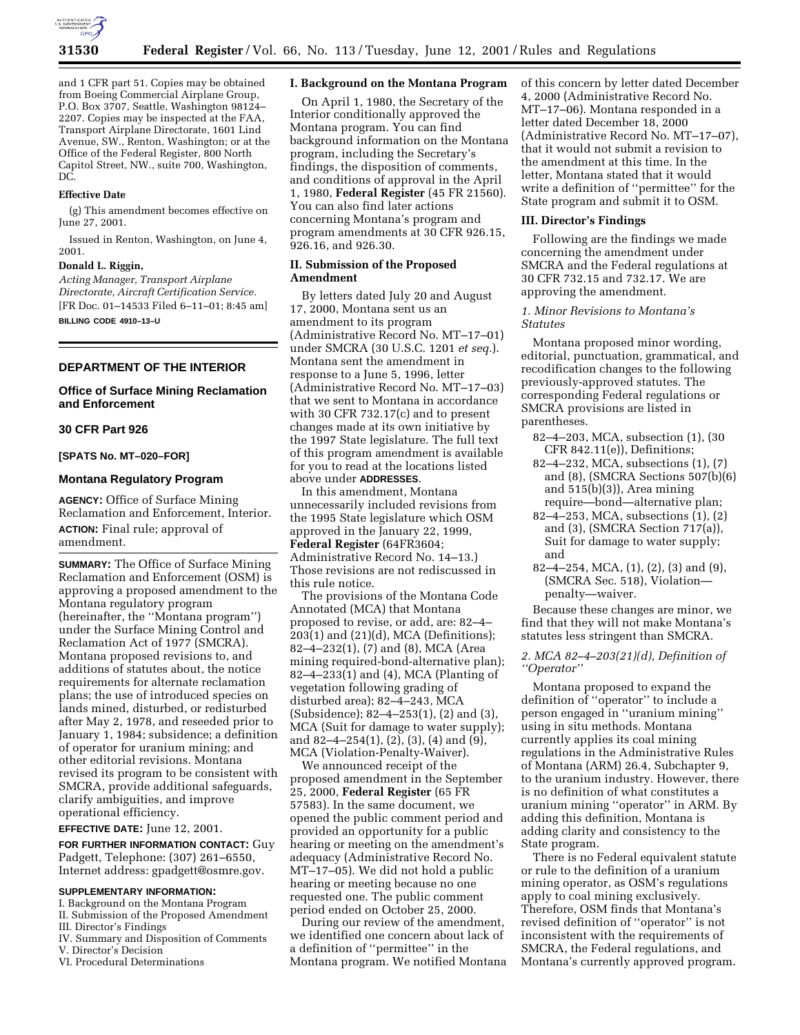and 1 CFR part 51. Copies may be obtained from Boeing Commercial Airplane Group, P.O. Box 3707, Seattle, Washington 98124–2207. Copies may be inspected at the FAA, Transport Airplane Directorate, 1601 Lind Avenue, SW., Renton, Washington; or at the Office of the Federal Register, 800 North Capitol Street, NW., suite 700, Washington, DC.

**Effective Date**

(g) This amendment becomes effective on June 27, 2001.

Issued in Renton, Washington, on June 4, 2001.

**Donald L. Riggin,**

*Acting Manager, Transport Airplane Directorate, Aircraft Certification Service.*

[FR Doc. 01–14533 Filed 6–11–01; 8:45 am]

**BILLING CODE 4910–13–U**

## DEPARTMENT OF THE INTERIOR

### Office of Surface Mining Reclamation and Enforcement

### 30 CFR Part 926

**[SPATS No. MT–020–FOR]**

### Montana Regulatory Program

**AGENCY:** Office of Surface Mining Reclamation and Enforcement, Interior.

**ACTION:** Final rule; approval of amendment.

**SUMMARY:** The Office of Surface Mining Reclamation and Enforcement (OSM) is approving a proposed amendment to the Montana regulatory program (hereinafter, the ''Montana program'') under the Surface Mining Control and Reclamation Act of 1977 (SMCRA). Montana proposed revisions to, and additions of statutes about, the notice requirements for alternate reclamation plans; the use of introduced species on lands mined, disturbed, or redisturbed after May 2, 1978, and reseeded prior to January 1, 1984; subsidence; a definition of operator for uranium mining; and other editorial revisions. Montana revised its program to be consistent with SMCRA, provide additional safeguards, clarify ambiguities, and improve operational efficiency.

**EFFECTIVE DATE:** June 12, 2001.

**FOR FURTHER INFORMATION CONTACT:** Guy Padgett, Telephone: (307) 261–6550, Internet address: gpadgett@osmre.gov.

**SUPPLEMENTARY INFORMATION:**

I. Background on the Montana Program
II. Submission of the Proposed Amendment
III. Director's Findings
IV. Summary and Disposition of Comments
V. Director's Decision
VI. Procedural Determinations

### I. Background on the Montana Program

On April 1, 1980, the Secretary of the Interior conditionally approved the Montana program. You can find background information on the Montana program, including the Secretary's findings, the disposition of comments, and conditions of approval in the April 1, 1980, **Federal Register** (45 FR 21560). You can also find later actions concerning Montana's program and program amendments at 30 CFR 926.15, 926.16, and 926.30.

### II. Submission of the Proposed Amendment

By letters dated July 20 and August 17, 2000, Montana sent us an amendment to its program (Administrative Record No. MT–17–01) under SMCRA (30 U.S.C. 1201 *et seq.*). Montana sent the amendment in response to a June 5, 1996, letter (Administrative Record No. MT–17–03) that we sent to Montana in accordance with 30 CFR 732.17(c) and to present changes made at its own initiative by the 1997 State legislature. The full text of this program amendment is available for you to read at the locations listed above under **ADDRESSES**.

In this amendment, Montana unnecessarily included revisions from the 1995 State legislature which OSM approved in the January 22, 1999, **Federal Register** (64FR3604; Administrative Record No. 14–13.) Those revisions are not rediscussed in this rule notice.

The provisions of the Montana Code Annotated (MCA) that Montana proposed to revise, or add, are: 82–4–203(1) and (21)(d), MCA (Definitions); 82–4–232(1), (7) and (8), MCA (Area mining required-bond-alternative plan); 82–4–233(1) and (4), MCA (Planting of vegetation following grading of disturbed area); 82–4–243, MCA (Subsidence); 82–4–253(1), (2) and (3), MCA (Suit for damage to water supply); and 82–4–254(1), (2), (3), (4) and (9), MCA (Violation-Penalty-Waiver).

We announced receipt of the proposed amendment in the September 25, 2000, **Federal Register** (65 FR 57583). In the same document, we opened the public comment period and provided an opportunity for a public hearing or meeting on the amendment's adequacy (Administrative Record No. MT–17–05). We did not hold a public hearing or meeting because no one requested one. The public comment period ended on October 25, 2000.

During our review of the amendment, we identified one concern about lack of a definition of ''permittee'' in the Montana program. We notified Montana of this concern by letter dated December 4, 2000 (Administrative Record No. MT–17–06). Montana responded in a letter dated December 18, 2000 (Administrative Record No. MT–17–07), that it would not submit a revision to the amendment at this time. In the letter, Montana stated that it would write a definition of ''permittee'' for the State program and submit it to OSM.

### III. Director's Findings

Following are the findings we made concerning the amendment under SMCRA and the Federal regulations at 30 CFR 732.15 and 732.17. We are approving the amendment.

#### *1. Minor Revisions to Montana's Statutes*

Montana proposed minor wording, editorial, punctuation, grammatical, and recodification changes to the following previously-approved statutes. The corresponding Federal regulations or SMCRA provisions are listed in parentheses.

- 82–4–203, MCA, subsection (1), (30 CFR 842.11(e)), Definitions;
- 82–4–232, MCA, subsections (1), (7) and (8), (SMCRA Sections 507(b)(6) and 515(b)(3)), Area mining require—bond—alternative plan;
- 82–4–253, MCA, subsections (1), (2) and (3), (SMCRA Section 717(a)), Suit for damage to water supply; and
- 82–4–254, MCA, (1), (2), (3) and (9), (SMCRA Sec. 518), Violation—penalty—waiver.

Because these changes are minor, we find that they will not make Montana's statutes less stringent than SMCRA.

#### *2. MCA 82–4–203(21)(d), Definition of ''Operator''*

Montana proposed to expand the definition of ''operator'' to include a person engaged in ''uranium mining'' using in situ methods. Montana currently applies its coal mining regulations in the Administrative Rules of Montana (ARM) 26.4, Subchapter 9, to the uranium industry. However, there is no definition of what constitutes a uranium mining ''operator'' in ARM. By adding this definition, Montana is adding clarity and consistency to the State program.

There is no Federal equivalent statute or rule to the definition of a uranium mining operator, as OSM's regulations apply to coal mining exclusively. Therefore, OSM finds that Montana's revised definition of ''operator'' is not inconsistent with the requirements of SMCRA, the Federal regulations, and Montana's currently approved program.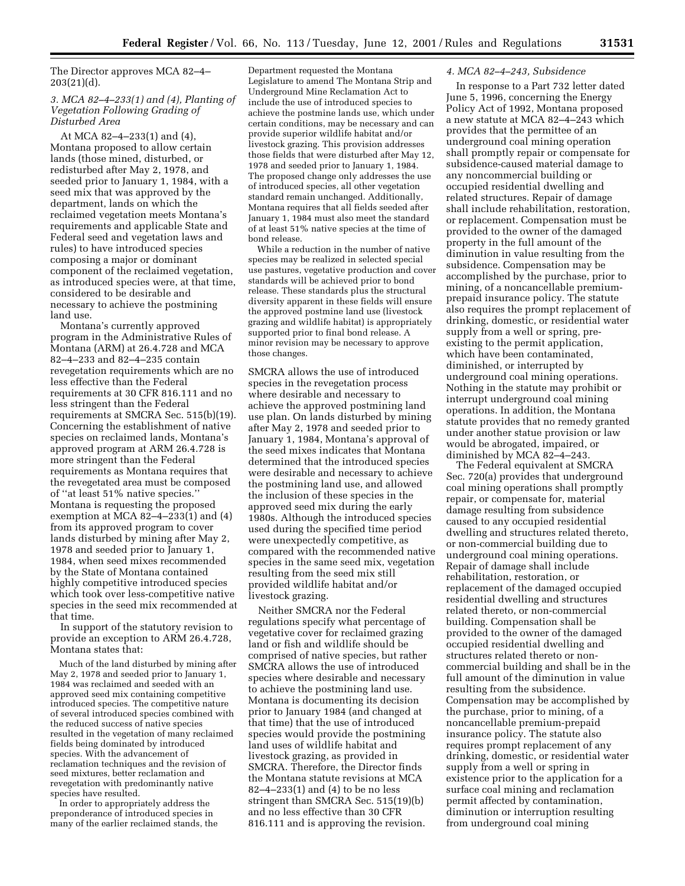The Director approves MCA 82–4–203(21)(d).

### *3. MCA 82–4–233(1) and (4), Planting of Vegetation Following Grading of Disturbed Area*

At MCA 82–4–233(1) and (4), Montana proposed to allow certain lands (those mined, disturbed, or redisturbed after May 2, 1978, and seeded prior to January 1, 1984, with a seed mix that was approved by the department, lands on which the reclaimed vegetation meets Montana's requirements and applicable State and Federal seed and vegetation laws and rules) to have introduced species composing a major or dominant component of the reclaimed vegetation, as introduced species were, at that time, considered to be desirable and necessary to achieve the postmining land use.

Montana's currently approved program in the Administrative Rules of Montana (ARM) at 26.4.728 and MCA 82–4–233 and 82–4–235 contain revegetation requirements which are no less effective than the Federal requirements at 30 CFR 816.111 and no less stringent than the Federal requirements at SMCRA Sec. 515(b)(19). Concerning the establishment of native species on reclaimed lands, Montana's approved program at ARM 26.4.728 is more stringent than the Federal requirements as Montana requires that the revegetated area must be composed of ''at least 51% native species.'' Montana is requesting the proposed exemption at MCA 82–4–233(1) and (4) from its approved program to cover lands disturbed by mining after May 2, 1978 and seeded prior to January 1, 1984, when seed mixes recommended by the State of Montana contained highly competitive introduced species which took over less-competitive native species in the seed mix recommended at that time.

In support of the statutory revision to provide an exception to ARM 26.4.728, Montana states that:

> Much of the land disturbed by mining after May 2, 1978 and seeded prior to January 1, 1984 was reclaimed and seeded with an approved seed mix containing competitive introduced species. The competitive nature of several introduced species combined with the reduced success of native species resulted in the vegetation of many reclaimed fields being dominated by introduced species. With the advancement of reclamation techniques and the revision of seed mixtures, better reclamation and revegetation with predominantly native species have resulted.
>
> In order to appropriately address the preponderance of introduced species in many of the earlier reclaimed stands, the Department requested the Montana Legislature to amend The Montana Strip and Underground Mine Reclamation Act to include the use of introduced species to achieve the postmine lands use, which under certain conditions, may be necessary and can provide superior wildlife habitat and/or livestock grazing. This provision addresses those fields that were disturbed after May 12, 1978 and seeded prior to January 1, 1984. The proposed change only addresses the use of introduced species, all other vegetation standard remain unchanged. Additionally, Montana requires that all fields seeded after January 1, 1984 must also meet the standard of at least 51% native species at the time of bond release.
>
> While a reduction in the number of native species may be realized in selected special use pastures, vegetative production and cover standards will be achieved prior to bond release. These standards plus the structural diversity apparent in these fields will ensure the approved postmine land use (livestock grazing and wildlife habitat) is appropriately supported prior to final bond release. A minor revision may be necessary to approve those changes.

SMCRA allows the use of introduced species in the revegetation process where desirable and necessary to achieve the approved postmining land use plan. On lands disturbed by mining after May 2, 1978 and seeded prior to January 1, 1984, Montana's approval of the seed mixes indicates that Montana determined that the introduced species were desirable and necessary to achieve the postmining land use, and allowed the inclusion of these species in the approved seed mix during the early 1980s. Although the introduced species used during the specified time period were unexpectedly competitive, as compared with the recommended native species in the same seed mix, vegetation resulting from the seed mix still provided wildlife habitat and/or livestock grazing.

Neither SMCRA nor the Federal regulations specify what percentage of vegetative cover for reclaimed grazing land or fish and wildlife should be comprised of native species, but rather SMCRA allows the use of introduced species where desirable and necessary to achieve the postmining land use. Montana is documenting its decision prior to January 1984 (and changed at that time) that the use of introduced species would provide the postmining land uses of wildlife habitat and livestock grazing, as provided in SMCRA. Therefore, the Director finds the Montana statute revisions at MCA 82–4–233(1) and (4) to be no less stringent than SMCRA Sec. 515(19)(b) and no less effective than 30 CFR 816.111 and is approving the revision.

### *4. MCA 82–4–243, Subsidence*

In response to a Part 732 letter dated June 5, 1996, concerning the Energy Policy Act of 1992, Montana proposed a new statute at MCA 82–4–243 which provides that the permittee of an underground coal mining operation shall promptly repair or compensate for subsidence-caused material damage to any noncommercial building or occupied residential dwelling and related structures. Repair of damage shall include rehabilitation, restoration, or replacement. Compensation must be provided to the owner of the damaged property in the full amount of the diminution in value resulting from the subsidence. Compensation may be accomplished by the purchase, prior to mining, of a noncancellable premium-prepaid insurance policy. The statute also requires the prompt replacement of drinking, domestic, or residential water supply from a well or spring, pre-existing to the permit application, which have been contaminated, diminished, or interrupted by underground coal mining operations. Nothing in the statute may prohibit or interrupt underground coal mining operations. In addition, the Montana statute provides that no remedy granted under another statue provision or law would be abrogated, impaired, or diminished by MCA 82–4–243.

The Federal equivalent at SMCRA Sec. 720(a) provides that underground coal mining operations shall promptly repair, or compensate for, material damage resulting from subsidence caused to any occupied residential dwelling and structures related thereto, or non-commercial building due to underground coal mining operations. Repair of damage shall include rehabilitation, restoration, or replacement of the damaged occupied residential dwelling and structures related thereto, or non-commercial building. Compensation shall be provided to the owner of the damaged occupied residential dwelling and structures related thereto or non-commercial building and shall be in the full amount of the diminution in value resulting from the subsidence. Compensation may be accomplished by the purchase, prior to mining, of a noncancellable premium-prepaid insurance policy. The statute also requires prompt replacement of any drinking, domestic, or residential water supply from a well or spring in existence prior to the application for a surface coal mining and reclamation permit affected by contamination, diminution or interruption resulting from underground coal mining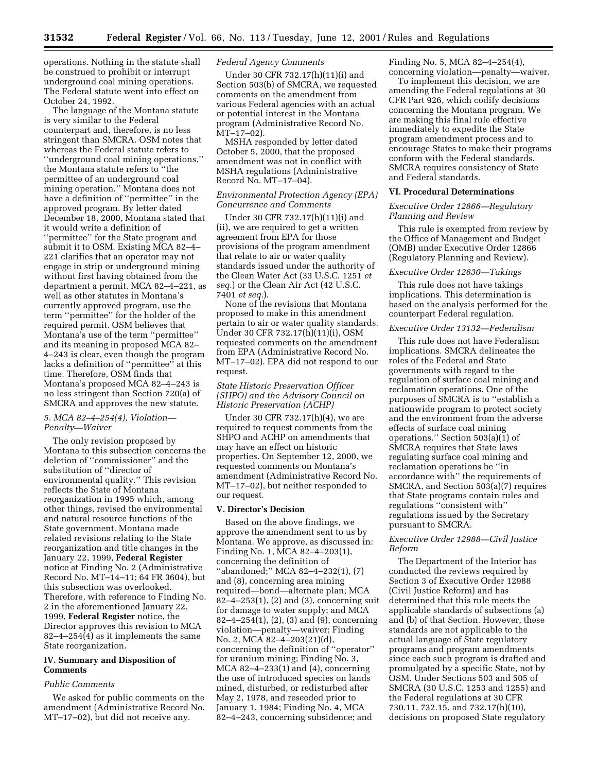operations. Nothing in the statute shall be construed to prohibit or interrupt underground coal mining operations. The Federal statute went into effect on October 24, 1992.

The language of the Montana statute is very similar to the Federal counterpart and, therefore, is no less stringent than SMCRA. OSM notes that whereas the Federal statute refers to ''underground coal mining operations,'' the Montana statute refers to ''the permittee of an underground coal mining operation.'' Montana does not have a definition of ''permittee'' in the approved program. By letter dated December 18, 2000, Montana stated that it would write a definition of ''permittee'' for the State program and submit it to OSM. Existing MCA 82–4–221 clarifies that an operator may not engage in strip or underground mining without first having obtained from the department a permit. MCA 82–4–221, as well as other statutes in Montana's currently approved program, use the term ''permittee'' for the holder of the required permit. OSM believes that Montana's use of the term ''permittee'' and its meaning in proposed MCA 82–4–243 is clear, even though the program lacks a definition of ''permittee'' at this time. Therefore, OSM finds that Montana's proposed MCA 82–4–243 is no less stringent than Section 720(a) of SMCRA and approves the new statute.

### *5. MCA 82–4–254(4), Violation—Penalty—Waiver*

The only revision proposed by Montana to this subsection concerns the deletion of ''commissioner'' and the substitution of ''director of environmental quality.'' This revision reflects the State of Montana reorganization in 1995 which, among other things, revised the environmental and natural resource functions of the State government. Montana made related revisions relating to the State reorganization and title changes in the January 22, 1999, **Federal Register** notice at Finding No. 2 (Administrative Record No. MT–14–11; 64 FR 3604), but this subsection was overlooked. Therefore, with reference to Finding No. 2 in the aforementioned January 22, 1999, **Federal Register** notice, the Director approves this revision to MCA 82–4–254(4) as it implements the same State reorganization.

## IV. Summary and Disposition of Comments

### *Public Comments*

We asked for public comments on the amendment (Administrative Record No. MT–17–02), but did not receive any.

### *Federal Agency Comments*

Under 30 CFR 732.17(h)(11)(i) and Section 503(b) of SMCRA, we requested comments on the amendment from various Federal agencies with an actual or potential interest in the Montana program (Administrative Record No. MT–17–02).

MSHA responded by letter dated October 5, 2000, that the proposed amendment was not in conflict with MSHA regulations (Administrative Record No. MT–17–04).

### *Environmental Protection Agency (EPA) Concurrence and Comments*

Under 30 CFR 732.17(h)(11)(i) and (ii), we are required to get a written agreement from EPA for those provisions of the program amendment that relate to air or water quality standards issued under the authority of the Clean Water Act (33 U.S.C. 1251 *et seq.*) or the Clean Air Act (42 U.S.C. 7401 *et seq.*).

None of the revisions that Montana proposed to make in this amendment pertain to air or water quality standards. Under 30 CFR 732.17(h)(11)(i), OSM requested comments on the amendment from EPA (Administrative Record No. MT–17–02). EPA did not respond to our request.

### *State Historic Preservation Officer (SHPO) and the Advisory Council on Historic Preservation (ACHP)*

Under 30 CFR 732.17(h)(4), we are required to request comments from the SHPO and ACHP on amendments that may have an effect on historic properties. On September 12, 2000, we requested comments on Montana's amendment (Administrative Record No. MT–17–02), but neither responded to our request.

## V. Director's Decision

Based on the above findings, we approve the amendment sent to us by Montana. We approve, as discussed in: Finding No. 1, MCA 82–4–203(1), concerning the definition of ''abandoned;'' MCA 82–4–232(1), (7) and (8), concerning area mining required—bond—alternate plan; MCA 82–4–253(1), (2) and (3), concerning suit for damage to water supply; and MCA 82–4–254(1), (2), (3) and (9), concerning violation—penalty—waiver; Finding No. 2, MCA 82–4–203(21)(d), concerning the definition of ''operator'' for uranium mining; Finding No. 3, MCA 82–4–233(1) and (4), concerning the use of introduced species on lands mined, disturbed, or redisturbed after May 2, 1978, and reseeded prior to January 1, 1984; Finding No. 4, MCA 82–4–243, concerning subsidence; and Finding No. 5, MCA 82–4–254(4), concerning violation—penalty—waiver.

To implement this decision, we are amending the Federal regulations at 30 CFR Part 926, which codify decisions concerning the Montana program. We are making this final rule effective immediately to expedite the State program amendment process and to encourage States to make their programs conform with the Federal standards. SMCRA requires consistency of State and Federal standards.

## VI. Procedural Determinations

### *Executive Order 12866—Regulatory Planning and Review*

This rule is exempted from review by the Office of Management and Budget (OMB) under Executive Order 12866 (Regulatory Planning and Review).

### *Executive Order 12630—Takings*

This rule does not have takings implications. This determination is based on the analysis performed for the counterpart Federal regulation.

### *Executive Order 13132—Federalism*

This rule does not have Federalism implications. SMCRA delineates the roles of the Federal and State governments with regard to the regulation of surface coal mining and reclamation operations. One of the purposes of SMCRA is to ''establish a nationwide program to protect society and the environment from the adverse effects of surface coal mining operations.'' Section 503(a)(1) of SMCRA requires that State laws regulating surface coal mining and reclamation operations be ''in accordance with'' the requirements of SMCRA, and Section 503(a)(7) requires that State programs contain rules and regulations ''consistent with'' regulations issued by the Secretary pursuant to SMCRA.

### *Executive Order 12988—Civil Justice Reform*

The Department of the Interior has conducted the reviews required by Section 3 of Executive Order 12988 (Civil Justice Reform) and has determined that this rule meets the applicable standards of subsections (a) and (b) of that Section. However, these standards are not applicable to the actual language of State regulatory programs and program amendments since each such program is drafted and promulgated by a specific State, not by OSM. Under Sections 503 and 505 of SMCRA (30 U.S.C. 1253 and 1255) and the Federal regulations at 30 CFR 730.11, 732.15, and 732.17(h)(10), decisions on proposed State regulatory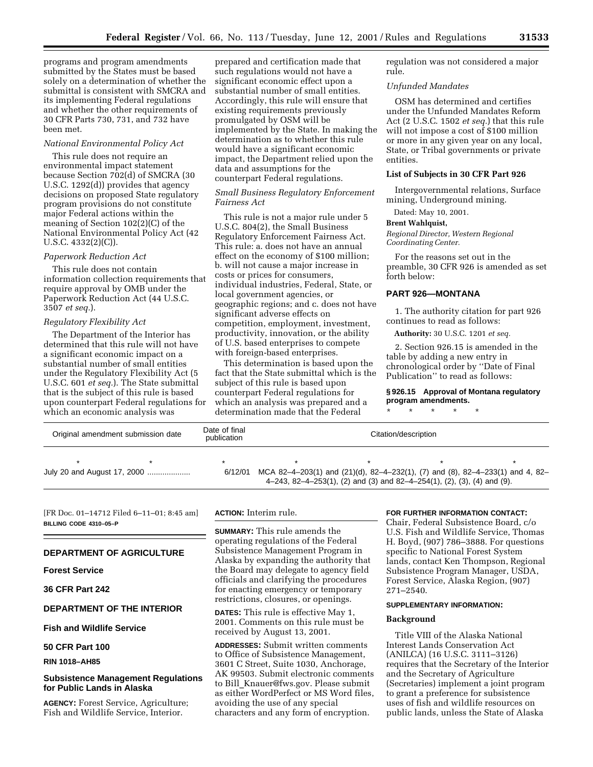programs and program amendments submitted by the States must be based solely on a determination of whether the submittal is consistent with SMCRA and its implementing Federal regulations and whether the other requirements of 30 CFR Parts 730, 731, and 732 have been met.

*National Environmental Policy Act*

This rule does not require an environmental impact statement because Section 702(d) of SMCRA (30 U.S.C. 1292(d)) provides that agency decisions on proposed State regulatory program provisions do not constitute major Federal actions within the meaning of Section 102(2)(C) of the National Environmental Policy Act (42 U.S.C. 4332(2)(C)).

*Paperwork Reduction Act*

This rule does not contain information collection requirements that require approval by OMB under the Paperwork Reduction Act (44 U.S.C. 3507 *et seq.*).

*Regulatory Flexibility Act*

The Department of the Interior has determined that this rule will not have a significant economic impact on a substantial number of small entities under the Regulatory Flexibility Act (5 U.S.C. 601 *et seq.*). The State submittal that is the subject of this rule is based upon counterpart Federal regulations for which an economic analysis was prepared and certification made that such regulations would not have a significant economic effect upon a substantial number of small entities. Accordingly, this rule will ensure that existing requirements previously promulgated by OSM will be implemented by the State. In making the determination as to whether this rule would have a significant economic impact, the Department relied upon the data and assumptions for the counterpart Federal regulations.

*Small Business Regulatory Enforcement Fairness Act*

This rule is not a major rule under 5 U.S.C. 804(2), the Small Business Regulatory Enforcement Fairness Act. This rule: a. does not have an annual effect on the economy of $100 million; b. will not cause a major increase in costs or prices for consumers, individual industries, Federal, State, or local government agencies, or geographic regions; and c. does not have significant adverse effects on competition, employment, investment, productivity, innovation, or the ability of U.S. based enterprises to compete with foreign-based enterprises.

This determination is based upon the fact that the State submittal which is the subject of this rule is based upon counterpart Federal regulations for which an analysis was prepared and a determination made that the Federal regulation was not considered a major rule.

*Unfunded Mandates*

OSM has determined and certifies under the Unfunded Mandates Reform Act (2 U.S.C. 1502 *et seq.*) that this rule will not impose a cost of $100 million or more in any given year on any local, State, or Tribal governments or private entities.

**List of Subjects in 30 CFR Part 926**

Intergovernmental relations, Surface mining, Underground mining.

Dated: May 10, 2001.

**Brent Wahlquist,**

*Regional Director, Western Regional Coordinating Center.*

For the reasons set out in the preamble, 30 CFR 926 is amended as set forth below:

## PART 926—MONTANA

1. The authority citation for part 926 continues to read as follows:

**Authority:** 30 U.S.C. 1201 *et seq.*

2. Section 926.15 is amended in the table by adding a new entry in chronological order by ''Date of Final Publication'' to read as follows:

**§ 926.15 Approval of Montana regulatory program amendments.**

\* \* \* \* \*

| Original amendment submission date | Date of final publication | Citation/description |
|---|---|---|
| \* \* | \* | \* \* \* \* |
| July 20 and August 17, 2000 .................... | 6/12/01 | MCA 82–4–203(1) and (21)(d), 82–4–232(1), (7) and (8), 82–4–233(1) and 4, 82–4–243, 82–4–253(1), (2) and (3) and 82–4–254(1), (2), (3), (4) and (9). |

[FR Doc. 01–14712 Filed 6–11–01; 8:45 am]

**BILLING CODE 4310–05–P**

## DEPARTMENT OF AGRICULTURE

### Forest Service

### 36 CFR Part 242

## DEPARTMENT OF THE INTERIOR

### Fish and Wildlife Service

### 50 CFR Part 100

**RIN 1018–AH85**

### Subsistence Management Regulations for Public Lands in Alaska

**AGENCY:** Forest Service, Agriculture; Fish and Wildlife Service, Interior.

**ACTION:** Interim rule.

**SUMMARY:** This rule amends the operating regulations of the Federal Subsistence Management Program in Alaska by expanding the authority that the Board may delegate to agency field officials and clarifying the procedures for enacting emergency or temporary restrictions, closures, or openings.

**DATES:** This rule is effective May 1, 2001. Comments on this rule must be received by August 13, 2001.

**ADDRESSES:** Submit written comments to Office of Subsistence Management, 3601 C Street, Suite 1030, Anchorage, AK 99503. Submit electronic comments to Bill_Knauer@fws.gov. Please submit as either WordPerfect or MS Word files, avoiding the use of any special characters and any form of encryption.

**FOR FURTHER INFORMATION CONTACT:** Chair, Federal Subsistence Board, c/o U.S. Fish and Wildlife Service, Thomas H. Boyd, (907) 786–3888. For questions specific to National Forest System lands, contact Ken Thompson, Regional Subsistence Program Manager, USDA, Forest Service, Alaska Region, (907) 271–2540.

**SUPPLEMENTARY INFORMATION:**

**Background**

Title VIII of the Alaska National Interest Lands Conservation Act (ANILCA) (16 U.S.C. 3111–3126) requires that the Secretary of the Interior and the Secretary of Agriculture (Secretaries) implement a joint program to grant a preference for subsistence uses of fish and wildlife resources on public lands, unless the State of Alaska